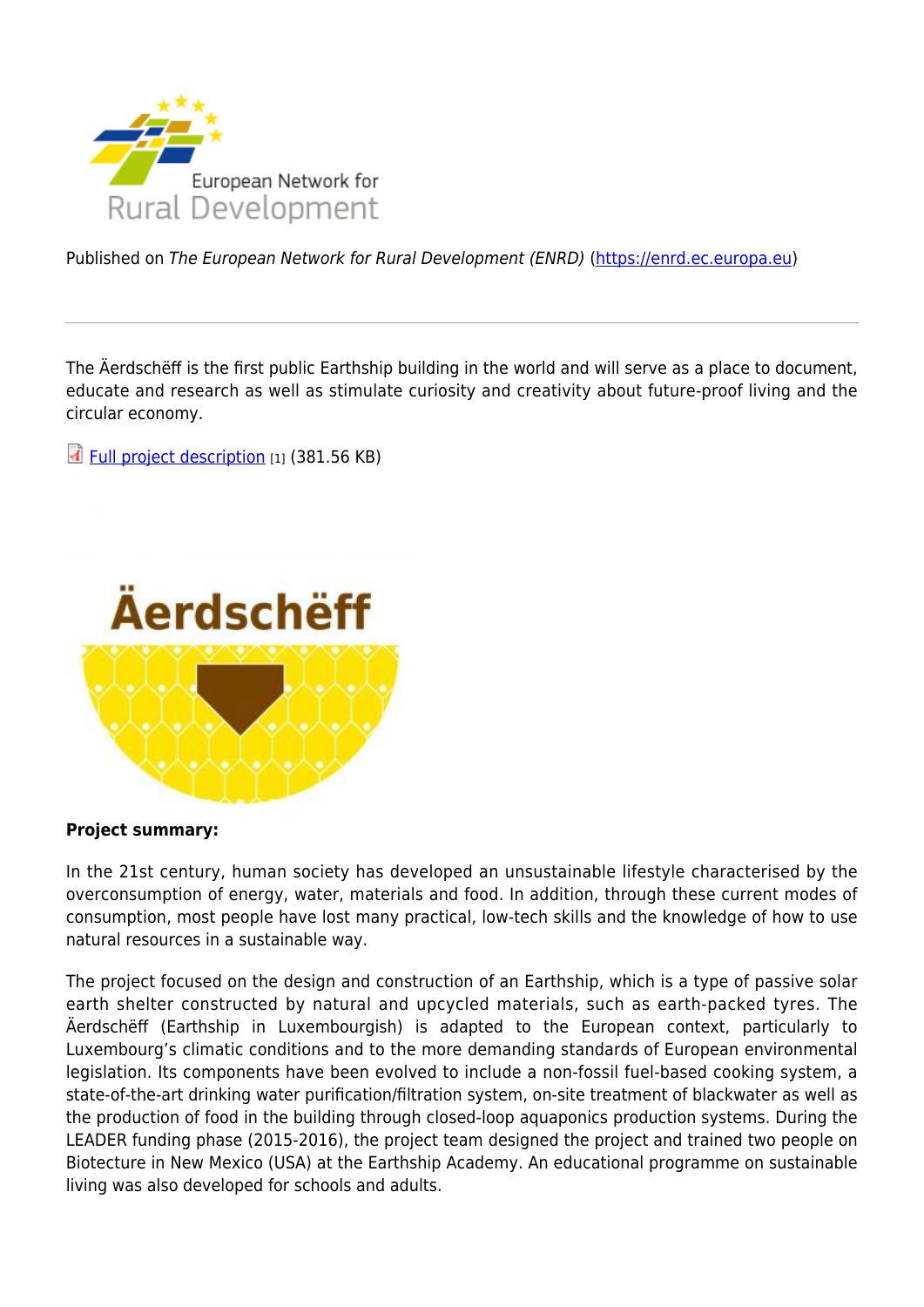Published on *The European Network for Rural Development (ENRD)* (https://enrd.ec.europa.eu)

The Äerdschëff is the first public Earthship building in the world and will serve as a place to document, educate and research as well as stimulate curiosity and creativity about future-proof living and the circular economy.

Full project description [1] (381.56 KB)

**Project summary:**

In the 21st century, human society has developed an unsustainable lifestyle characterised by the overconsumption of energy, water, materials and food. In addition, through these current modes of consumption, most people have lost many practical, low-tech skills and the knowledge of how to use natural resources in a sustainable way.

The project focused on the design and construction of an Earthship, which is a type of passive solar earth shelter constructed by natural and upcycled materials, such as earth-packed tyres. The Äerdschëff (Earthship in Luxembourgish) is adapted to the European context, particularly to Luxembourg's climatic conditions and to the more demanding standards of European environmental legislation. Its components have been evolved to include a non-fossil fuel-based cooking system, a state-of-the-art drinking water purification/filtration system, on-site treatment of blackwater as well as the production of food in the building through closed-loop aquaponics production systems. During the LEADER funding phase (2015-2016), the project team designed the project and trained two people on Biotecture in New Mexico (USA) at the Earthship Academy. An educational programme on sustainable living was also developed for schools and adults.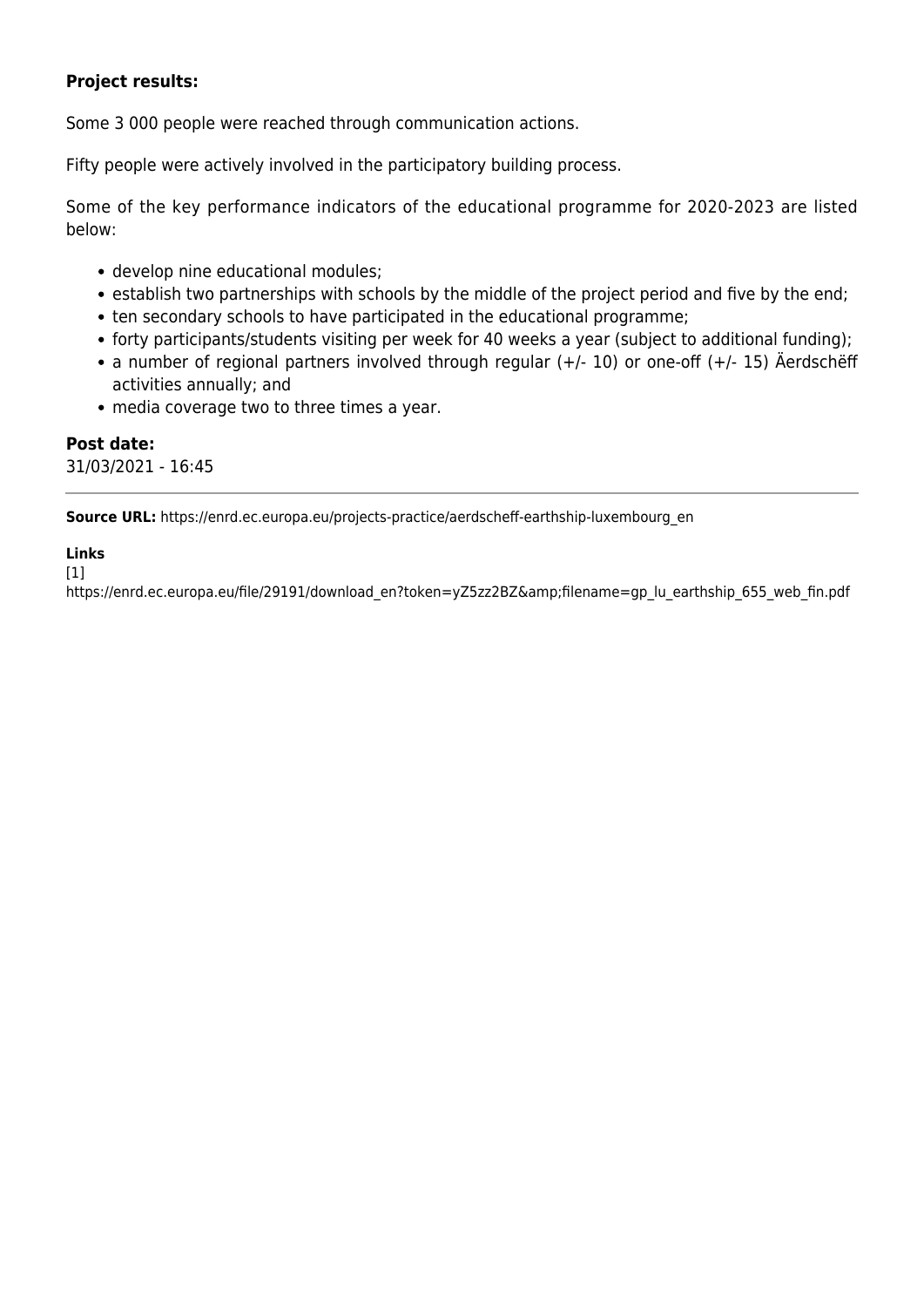**Project results:**

Some 3 000 people were reached through communication actions.

Fifty people were actively involved in the participatory building process.

Some of the key performance indicators of the educational programme for 2020-2023 are listed below:

- develop nine educational modules;
- establish two partnerships with schools by the middle of the project period and five by the end;
- ten secondary schools to have participated in the educational programme;
- forty participants/students visiting per week for 40 weeks a year (subject to additional funding);
- a number of regional partners involved through regular (+/- 10) or one-off (+/- 15) Äerdschëff activities annually; and
- media coverage two to three times a year.

**Post date:**
31/03/2021 - 16:45

---

**Source URL:** https://enrd.ec.europa.eu/projects-practice/aerdscheff-earthship-luxembourg_en

**Links**
[1]
https://enrd.ec.europa.eu/file/29191/download_en?token=yZ5zz2BZ&amp;filename=gp_lu_earthship_655_web_fin.pdf